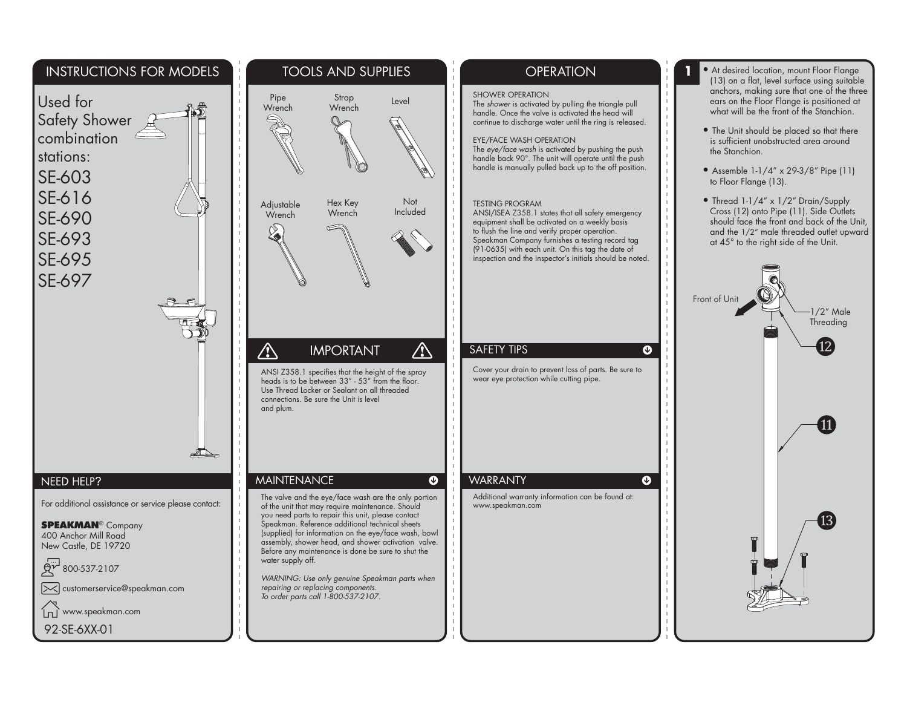# INSTRUCTIONS FOR MODELS

Used for Safety Shower combination stations:

SE-603
SE-616
SE-690
SE-693
SE-695
SE-697

## NEED HELP?

For additional assistance or service please contact:

**SPEAKMAN**® Company
400 Anchor Mill Road
New Castle, DE 19720

800-537-2107

customerservice@speakman.com

www.speakman.com

92-SE-6XX-01

# TOOLS AND SUPPLIES

Pipe Wrench
Strap Wrench
Level
Adjustable Wrench
Hex Key Wrench
Not Included

## IMPORTANT

ANSI Z358.1 specifies that the height of the spray heads is to be between 33" - 53" from the floor. Use Thread Locker or Sealant on all threaded connections. Be sure the Unit is level and plum.

## MAINTENANCE

The valve and the eye/face wash are the only portion of the unit that may require maintenance. Should you need parts to repair this unit, please contact Speakman. Reference additional technical sheets (supplied) for information on the eye/face wash, bowl assembly, shower head, and shower activation valve. Before any maintenance is done be sure to shut the water supply off.

*WARNING: Use only genuine Speakman parts when repairing or replacing components. To order parts call 1-800-537-2107.*

# OPERATION

SHOWER OPERATION
The *shower* is activated by pulling the triangle pull handle. Once the valve is activated the head will continue to discharge water until the ring is released.

EYE/FACE WASH OPERATION
The *eye/face wash* is activated by pushing the push handle back 90°. The unit will operate until the push handle is manually pulled back up to the off position.

TESTING PROGRAM
ANSI/ISEA Z358.1 states that all safety emergency equipment shall be activated on a weekly basis to flush the line and verify proper operation. Speakman Company furnishes a testing record tag (91-0635) with each unit. On this tag the date of inspection and the inspector's initials should be noted.

## SAFETY TIPS

Cover your drain to prevent loss of parts. Be sure to wear eye protection while cutting pipe.

## WARRANTY

Additional warranty information can be found at: www.speakman.com

# 1

- At desired location, mount Floor Flange (13) on a flat, level surface using suitable anchors, making sure that one of the three ears on the Floor Flange is positioned at what will be the front of the Stanchion.
- The Unit should be placed so that there is sufficient unobstructed area around the Stanchion.
- Assemble 1-1/4" x 29-3/8" Pipe (11) to Floor Flange (13).
- Thread 1-1/4" x 1/2" Drain/Supply Cross (12) onto Pipe (11). Side Outlets should face the front and back of the Unit, and the 1/2" male threaded outlet upward at 45° to the right side of the Unit.

Front of Unit
1/2" Male Threading
12
11
13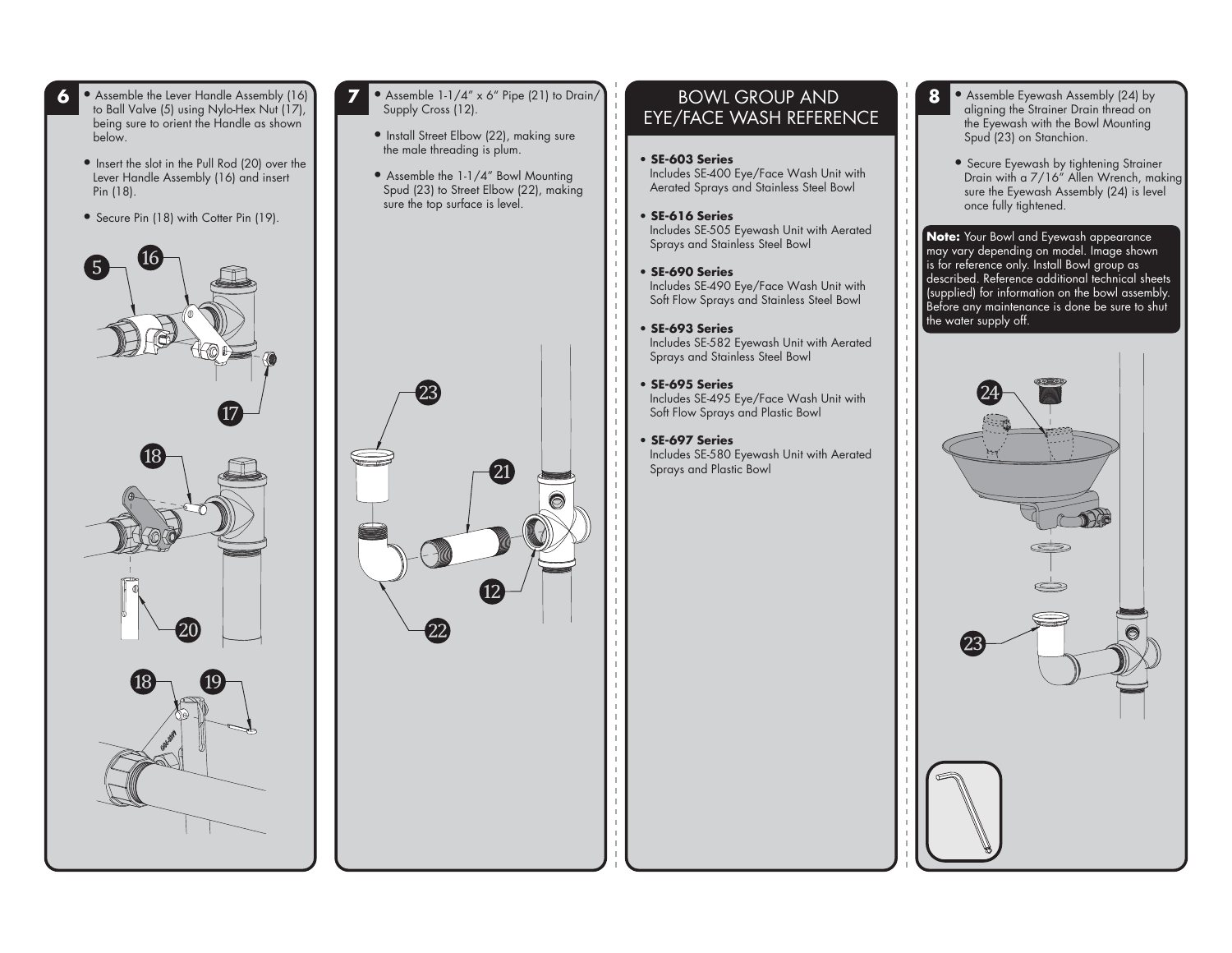## 6

- Assemble the Lever Handle Assembly (16) to Ball Valve (5) using Nylo-Hex Nut (17), being sure to orient the Handle as shown below.
- Insert the slot in the Pull Rod (20) over the Lever Handle Assembly (16) and insert Pin (18).
- Secure Pin (18) with Cotter Pin (19).

## 7

- Assemble 1-1/4" x 6" Pipe (21) to Drain/ Supply Cross (12).
- Install Street Elbow (22), making sure the male threading is plum.
- Assemble the 1-1/4" Bowl Mounting Spud (23) to Street Elbow (22), making sure the top surface is level.

## BOWL GROUP AND EYE/FACE WASH REFERENCE

- **SE-603 Series**
  Includes SE-400 Eye/Face Wash Unit with Aerated Sprays and Stainless Steel Bowl
- **SE-616 Series**
  Includes SE-505 Eyewash Unit with Aerated Sprays and Stainless Steel Bowl
- **SE-690 Series**
  Includes SE-490 Eye/Face Wash Unit with Soft Flow Sprays and Stainless Steel Bowl
- **SE-693 Series**
  Includes SE-582 Eyewash Unit with Aerated Sprays and Stainless Steel Bowl
- **SE-695 Series**
  Includes SE-495 Eye/Face Wash Unit with Soft Flow Sprays and Plastic Bowl
- **SE-697 Series**
  Includes SE-580 Eyewash Unit with Aerated Sprays and Plastic Bowl

## 8

- Assemble Eyewash Assembly (24) by aligning the Strainer Drain thread on the Eyewash with the Bowl Mounting Spud (23) on Stanchion.
- Secure Eyewash by tightening Strainer Drain with a 7/16" Allen Wrench, making sure the Eyewash Assembly (24) is level once fully tightened.

**Note:** Your Bowl and Eyewash appearance may vary depending on model. Image shown is for reference only. Install Bowl group as described. Reference additional technical sheets (supplied) for information on the bowl assembly. Before any maintenance is done be sure to shut the water supply off.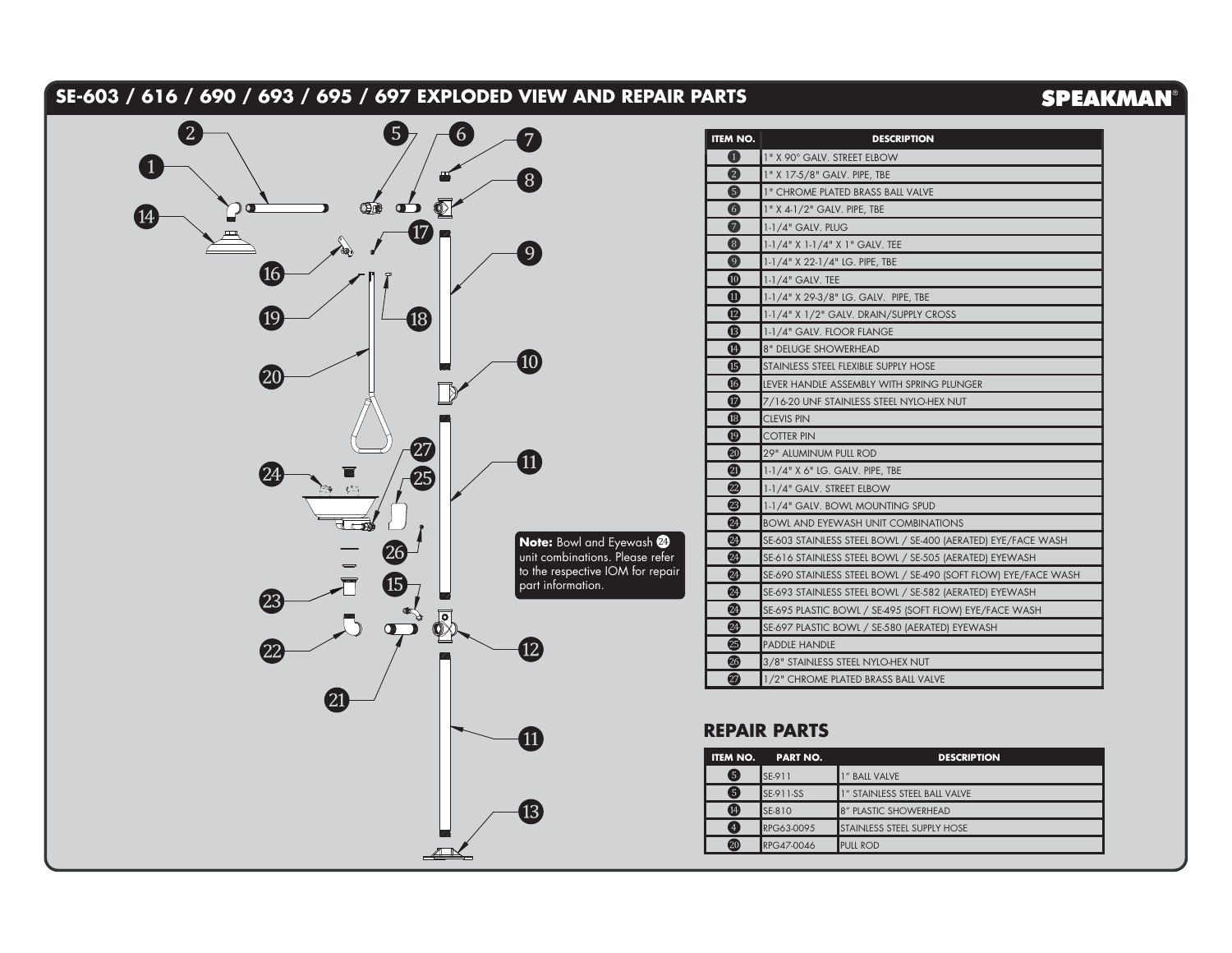## SE-603 / 616 / 690 / 693 / 695 / 697 EXPLODED VIEW AND REPAIR PARTS

**SPEAKMAN®**

**Note:** Bowl and Eyewash 24 unit combinations. Please refer to the respective IOM for repair part information.

| ITEM NO. | DESCRIPTION |
|---|---|
| 1 | 1" X 90° GALV. STREET ELBOW |
| 2 | 1" X 17-5/8" GALV. PIPE, TBE |
| 5 | 1" CHROME PLATED BRASS BALL VALVE |
| 6 | 1" X 4-1/2" GALV. PIPE, TBE |
| 7 | 1-1/4" GALV. PLUG |
| 8 | 1-1/4" X 1-1/4" X 1" GALV. TEE |
| 9 | 1-1/4" X 22-1/4" LG. PIPE, TBE |
| 10 | 1-1/4" GALV. TEE |
| 11 | 1-1/4" X 29-3/8" LG. GALV. PIPE, TBE |
| 12 | 1-1/4" X 1/2" GALV. DRAIN/SUPPLY CROSS |
| 13 | 1-1/4" GALV. FLOOR FLANGE |
| 14 | 8" DELUGE SHOWERHEAD |
| 15 | STAINLESS STEEL FLEXIBLE SUPPLY HOSE |
| 16 | LEVER HANDLE ASSEMBLY WITH SPRING PLUNGER |
| 17 | 7/16-20 UNF STAINLESS STEEL NYLO-HEX NUT |
| 18 | CLEVIS PIN |
| 19 | COTTER PIN |
| 20 | 29" ALUMINUM PULL ROD |
| 21 | 1-1/4" X 6" LG. GALV. PIPE, TBE |
| 22 | 1-1/4" GALV. STREET ELBOW |
| 23 | 1-1/4" GALV. BOWL MOUNTING SPUD |
| 24 | BOWL AND EYEWASH UNIT COMBINATIONS |
| 24 | SE-603 STAINLESS STEEL BOWL / SE-400 (AERATED) EYE/FACE WASH |
| 24 | SE-616 STAINLESS STEEL BOWL / SE-505 (AERATED) EYEWASH |
| 24 | SE-690 STAINLESS STEEL BOWL / SE-490 (SOFT FLOW) EYE/FACE WASH |
| 24 | SE-693 STAINLESS STEEL BOWL / SE-582 (AERATED) EYEWASH |
| 24 | SE-695 PLASTIC BOWL / SE-495 (SOFT FLOW) EYE/FACE WASH |
| 24 | SE-697 PLASTIC BOWL / SE-580 (AERATED) EYEWASH |
| 25 | PADDLE HANDLE |
| 26 | 3/8" STAINLESS STEEL NYLO-HEX NUT |
| 27 | 1/2" CHROME PLATED BRASS BALL VALVE |

## REPAIR PARTS

| ITEM NO. | PART NO. | DESCRIPTION |
|---|---|---|
| 5 | SE-911 | 1" BALL VALVE |
| 5 | SE-911-SS | 1" STAINLESS STEEL BALL VALVE |
| 14 | SE-810 | 8" PLASTIC SHOWERHEAD |
| 4 | RPG63-0095 | STAINLESS STEEL SUPPLY HOSE |
| 20 | RPG47-0046 | PULL ROD |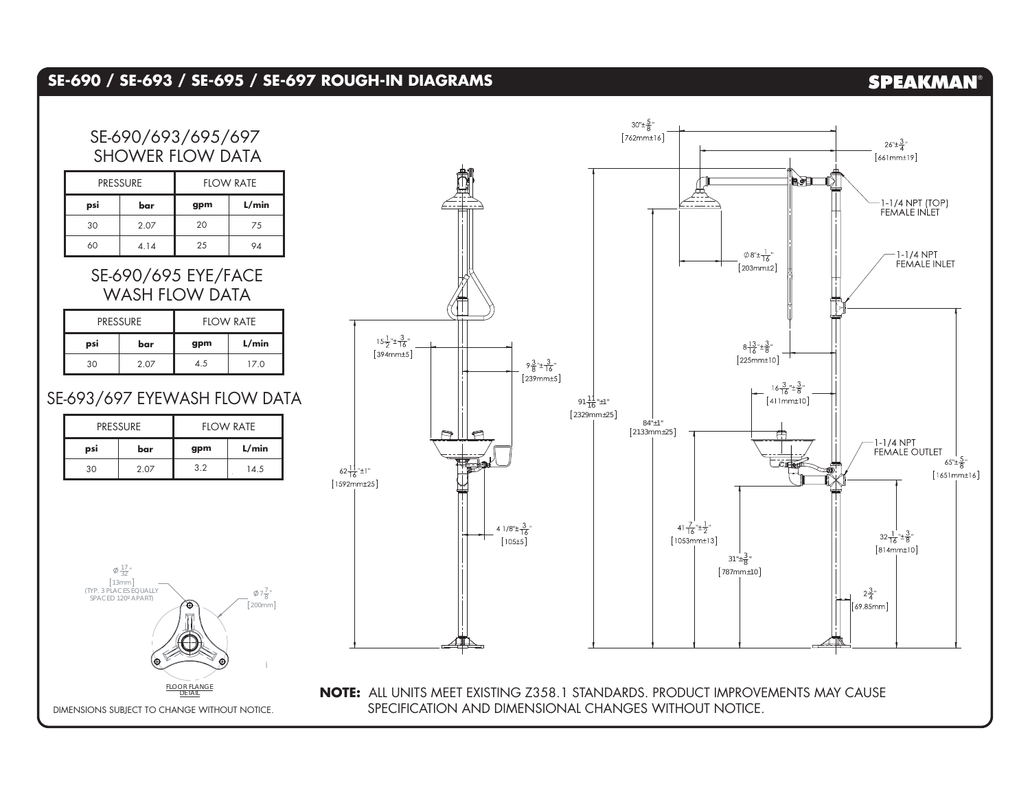## SE-690 / SE-693 / SE-695 / SE-697 ROUGH-IN DIAGRAMS

**SPEAKMAN®**

### SE-690/693/695/697 SHOWER FLOW DATA

| PRESSURE | | FLOW RATE | |
|---|---|---|---|
| **psi** | **bar** | **gpm** | **L/min** |
| 30 | 2.07 | 20 | 75 |
| 60 | 4.14 | 25 | 94 |

### SE-690/695 EYE/FACE WASH FLOW DATA

| PRESSURE | | FLOW RATE | |
|---|---|---|---|
| **psi** | **bar** | **gpm** | **L/min** |
| 30 | 2.07 | 4.5 | 17.0 |

### SE-693/697 EYEWASH FLOW DATA

| PRESSURE | | FLOW RATE | |
|---|---|---|---|
| **psi** | **bar** | **gpm** | **L/min** |
| 30 | 2.07 | 3.2 | 14.5 |

$\varnothing \frac{17}{32}$"
[13mm]
(TYP. 3 PLACES EQUALLY SPACED 120º APART)

$\varnothing 7\frac{7}{8}$"
[200mm]

FLOOR FLANGE DETAIL

$15\frac{1}{2}$"$\pm\frac{3}{16}$"
[394mm±5]

$9\frac{3}{8}$"$\pm\frac{3}{16}$"
[239mm±5]

$62\frac{11}{16}$"±1"
[1592mm±25]

4 1/8"$\pm\frac{3}{16}$"
[105±5]

30"$\pm\frac{5}{8}$"
[762mm±16]

26"$\pm\frac{3}{4}$"
[661mm±19]

1-1/4 NPT (TOP) FEMALE INLET

$\varnothing 8$"$\pm\frac{1}{16}$"
[203mm±2]

1-1/4 NPT FEMALE INLET

$8\frac{13}{16}$"$\pm\frac{3}{8}$"
[225mm±10]

$16\frac{3}{16}$"$\pm\frac{3}{8}$"
[411mm±10]

$91\frac{11}{16}$"±1"
[2329mm±25]

84"±1"
[2133mm±25]

1-1/4 NPT FEMALE OUTLET

65"$\pm\frac{5}{8}$"
[1651mm±16]

$41\frac{7}{16}$"$\pm\frac{1}{2}$"
[1053mm±13]

31"$\pm\frac{3}{8}$"
[787mm±10]

$32\frac{1}{16}$"$\pm\frac{3}{8}$"
[814mm±10]

$2\frac{3}{4}$"
[69.85mm]

DIMENSIONS SUBJECT TO CHANGE WITHOUT NOTICE.

**NOTE:** ALL UNITS MEET EXISTING Z358.1 STANDARDS. PRODUCT IMPROVEMENTS MAY CAUSE SPECIFICATION AND DIMENSIONAL CHANGES WITHOUT NOTICE.